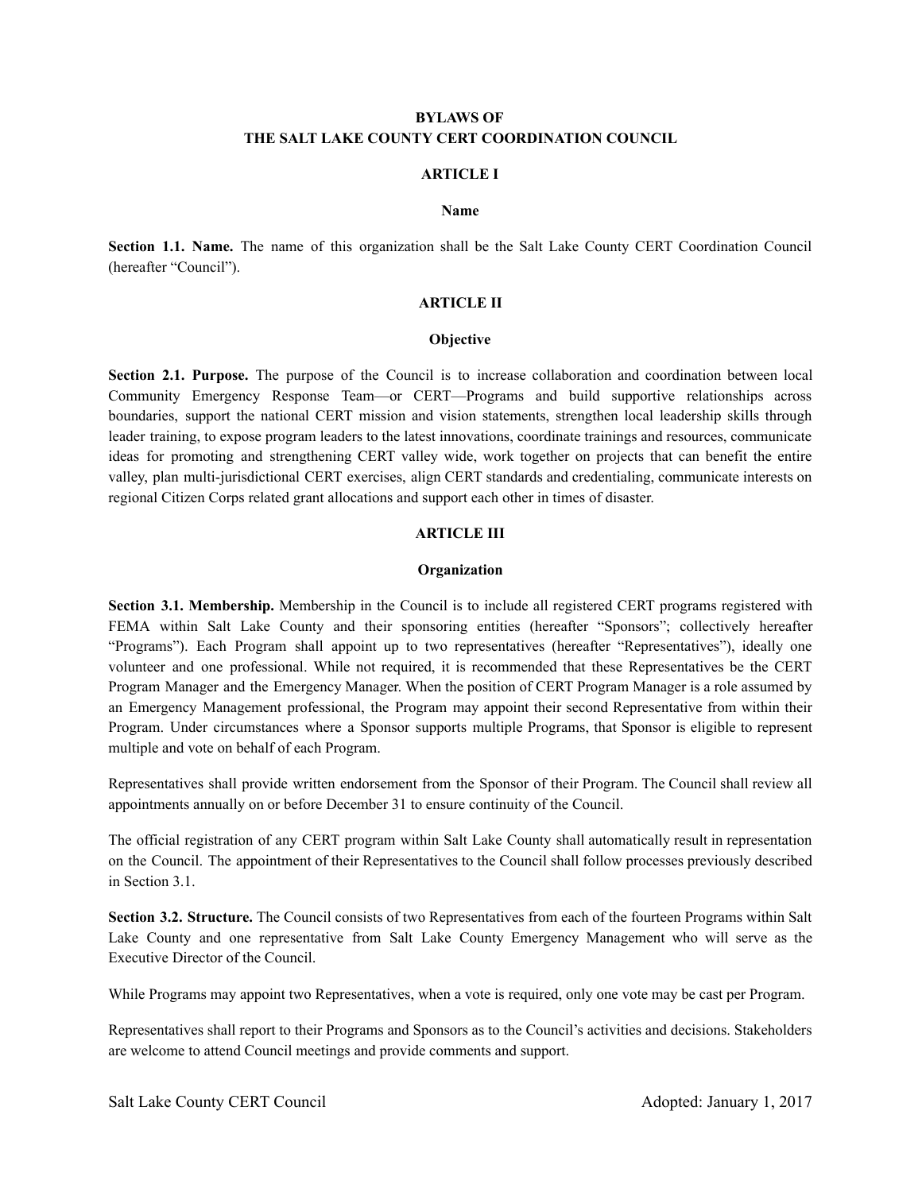# BYLAWS OF
# THE SALT LAKE COUNTY CERT COORDINATION COUNCIL

## ARTICLE I

### Name

**Section 1.1. Name.** The name of this organization shall be the Salt Lake County CERT Coordination Council (hereafter "Council").

## ARTICLE II

### Objective

**Section 2.1. Purpose.** The purpose of the Council is to increase collaboration and coordination between local Community Emergency Response Team—or CERT—Programs and build supportive relationships across boundaries, support the national CERT mission and vision statements, strengthen local leadership skills through leader training, to expose program leaders to the latest innovations, coordinate trainings and resources, communicate ideas for promoting and strengthening CERT valley wide, work together on projects that can benefit the entire valley, plan multi-jurisdictional CERT exercises, align CERT standards and credentialing, communicate interests on regional Citizen Corps related grant allocations and support each other in times of disaster.

## ARTICLE III

### Organization

**Section 3.1. Membership.** Membership in the Council is to include all registered CERT programs registered with FEMA within Salt Lake County and their sponsoring entities (hereafter "Sponsors"; collectively hereafter "Programs"). Each Program shall appoint up to two representatives (hereafter "Representatives"), ideally one volunteer and one professional. While not required, it is recommended that these Representatives be the CERT Program Manager and the Emergency Manager. When the position of CERT Program Manager is a role assumed by an Emergency Management professional, the Program may appoint their second Representative from within their Program. Under circumstances where a Sponsor supports multiple Programs, that Sponsor is eligible to represent multiple and vote on behalf of each Program.

Representatives shall provide written endorsement from the Sponsor of their Program. The Council shall review all appointments annually on or before December 31 to ensure continuity of the Council.

The official registration of any CERT program within Salt Lake County shall automatically result in representation on the Council. The appointment of their Representatives to the Council shall follow processes previously described in Section 3.1.

**Section 3.2. Structure.** The Council consists of two Representatives from each of the fourteen Programs within Salt Lake County and one representative from Salt Lake County Emergency Management who will serve as the Executive Director of the Council.

While Programs may appoint two Representatives, when a vote is required, only one vote may be cast per Program.

Representatives shall report to their Programs and Sponsors as to the Council's activities and decisions. Stakeholders are welcome to attend Council meetings and provide comments and support.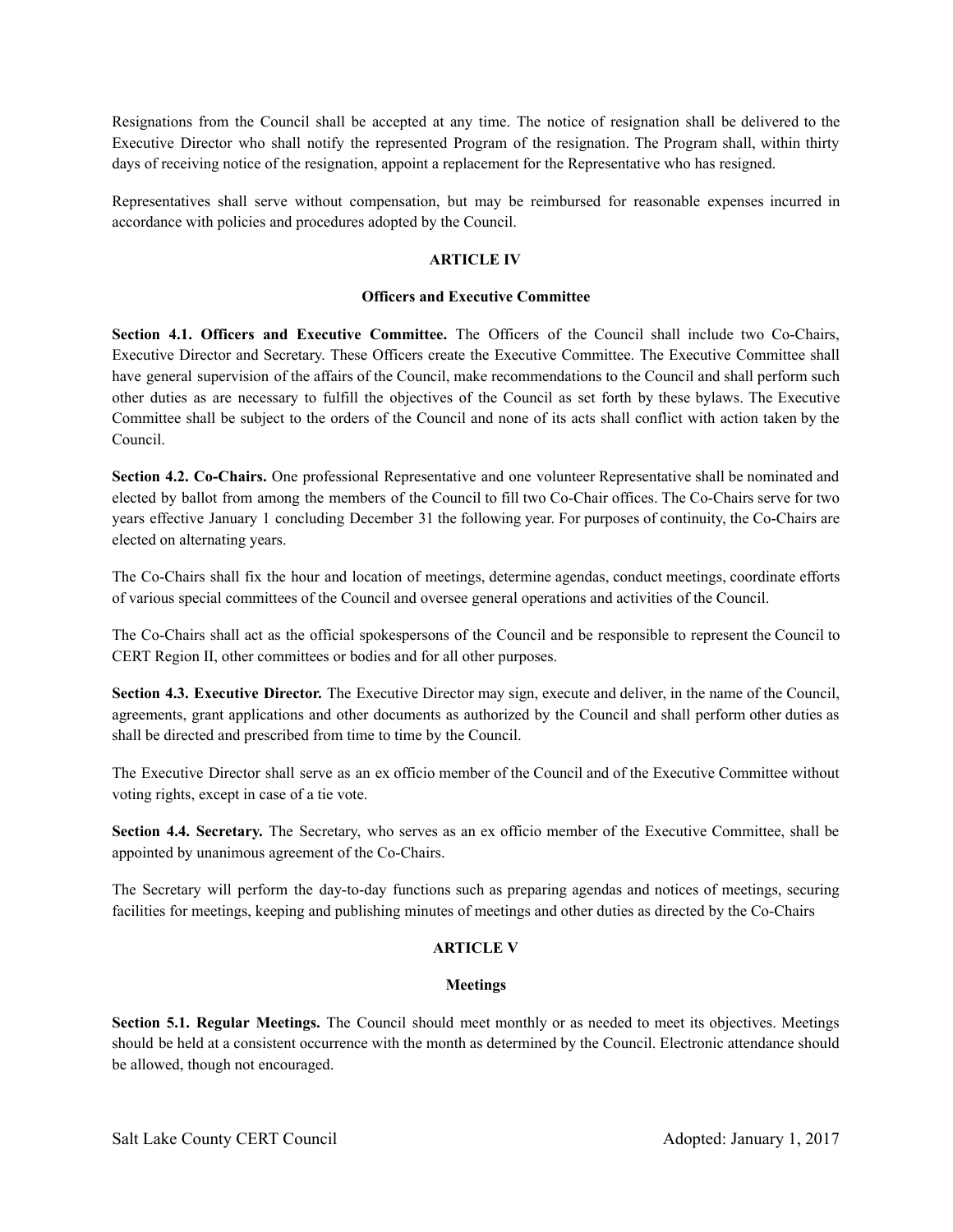Resignations from the Council shall be accepted at any time. The notice of resignation shall be delivered to the Executive Director who shall notify the represented Program of the resignation. The Program shall, within thirty days of receiving notice of the resignation, appoint a replacement for the Representative who has resigned.

Representatives shall serve without compensation, but may be reimbursed for reasonable expenses incurred in accordance with policies and procedures adopted by the Council.

## ARTICLE IV

### Officers and Executive Committee

**Section 4.1. Officers and Executive Committee.** The Officers of the Council shall include two Co-Chairs, Executive Director and Secretary. These Officers create the Executive Committee. The Executive Committee shall have general supervision of the affairs of the Council, make recommendations to the Council and shall perform such other duties as are necessary to fulfill the objectives of the Council as set forth by these bylaws. The Executive Committee shall be subject to the orders of the Council and none of its acts shall conflict with action taken by the Council.

**Section 4.2. Co-Chairs.** One professional Representative and one volunteer Representative shall be nominated and elected by ballot from among the members of the Council to fill two Co-Chair offices. The Co-Chairs serve for two years effective January 1 concluding December 31 the following year. For purposes of continuity, the Co-Chairs are elected on alternating years.

The Co-Chairs shall fix the hour and location of meetings, determine agendas, conduct meetings, coordinate efforts of various special committees of the Council and oversee general operations and activities of the Council.

The Co-Chairs shall act as the official spokespersons of the Council and be responsible to represent the Council to CERT Region II, other committees or bodies and for all other purposes.

**Section 4.3. Executive Director.** The Executive Director may sign, execute and deliver, in the name of the Council, agreements, grant applications and other documents as authorized by the Council and shall perform other duties as shall be directed and prescribed from time to time by the Council.

The Executive Director shall serve as an ex officio member of the Council and of the Executive Committee without voting rights, except in case of a tie vote.

**Section 4.4. Secretary.** The Secretary, who serves as an ex officio member of the Executive Committee, shall be appointed by unanimous agreement of the Co-Chairs.

The Secretary will perform the day-to-day functions such as preparing agendas and notices of meetings, securing facilities for meetings, keeping and publishing minutes of meetings and other duties as directed by the Co-Chairs

## ARTICLE V

### Meetings

**Section 5.1. Regular Meetings.** The Council should meet monthly or as needed to meet its objectives. Meetings should be held at a consistent occurrence with the month as determined by the Council. Electronic attendance should be allowed, though not encouraged.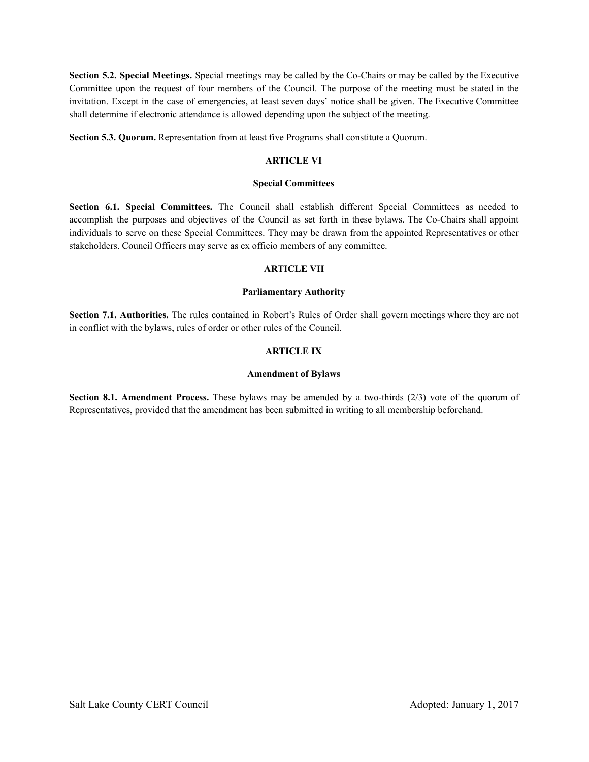**Section 5.2. Special Meetings.** Special meetings may be called by the Co-Chairs or may be called by the Executive Committee upon the request of four members of the Council. The purpose of the meeting must be stated in the invitation. Except in the case of emergencies, at least seven days' notice shall be given. The Executive Committee shall determine if electronic attendance is allowed depending upon the subject of the meeting.

**Section 5.3. Quorum.** Representation from at least five Programs shall constitute a Quorum.

## ARTICLE VI

### Special Committees

**Section 6.1. Special Committees.** The Council shall establish different Special Committees as needed to accomplish the purposes and objectives of the Council as set forth in these bylaws. The Co-Chairs shall appoint individuals to serve on these Special Committees. They may be drawn from the appointed Representatives or other stakeholders. Council Officers may serve as ex officio members of any committee.

## ARTICLE VII

### Parliamentary Authority

**Section 7.1. Authorities.** The rules contained in Robert's Rules of Order shall govern meetings where they are not in conflict with the bylaws, rules of order or other rules of the Council.

## ARTICLE IX

### Amendment of Bylaws

**Section 8.1. Amendment Process.** These bylaws may be amended by a two-thirds (2/3) vote of the quorum of Representatives, provided that the amendment has been submitted in writing to all membership beforehand.